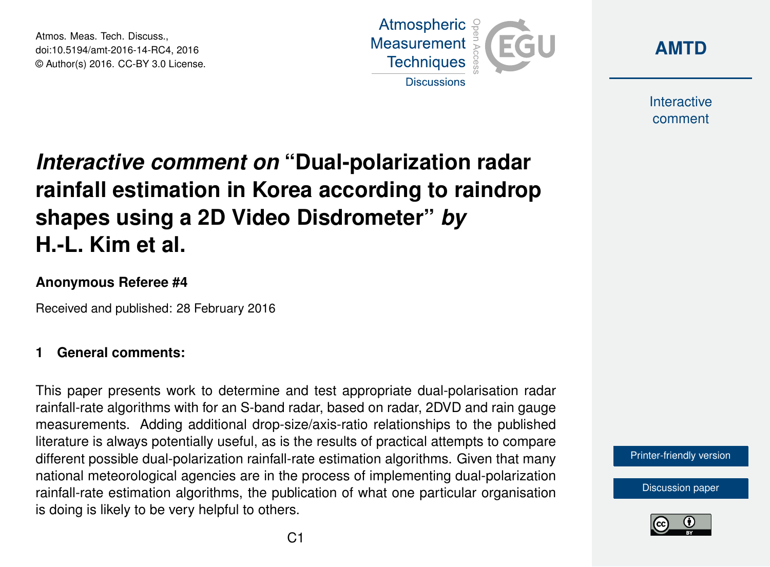Atmos. Meas. Tech. Discuss.,
doi:10.5194/amt-2016-14-RC4, 2016
© Author(s) 2016. CC-BY 3.0 License.

# *Interactive comment on* "Dual-polarization radar rainfall estimation in Korea according to raindrop shapes using a 2D Video Disdrometer" *by* H.-L. Kim et al.

**Anonymous Referee #4**

Received and published: 28 February 2016

## 1 General comments:

This paper presents work to determine and test appropriate dual-polarisation radar rainfall-rate algorithms with for an S-band radar, based on radar, 2DVD and rain gauge measurements. Adding additional drop-size/axis-ratio relationships to the published literature is always potentially useful, as is the results of practical attempts to compare different possible dual-polarization rainfall-rate estimation algorithms. Given that many national meteorological agencies are in the process of implementing dual-polarization rainfall-rate estimation algorithms, the publication of what one particular organisation is doing is likely to be very helpful to others.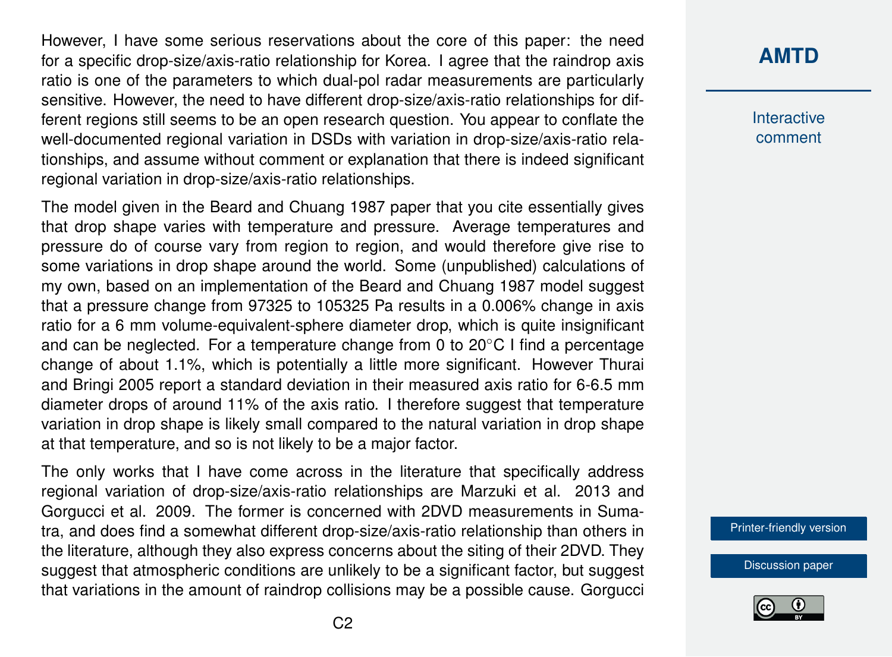However, I have some serious reservations about the core of this paper: the need for a specific drop-size/axis-ratio relationship for Korea. I agree that the raindrop axis ratio is one of the parameters to which dual-pol radar measurements are particularly sensitive. However, the need to have different drop-size/axis-ratio relationships for different regions still seems to be an open research question. You appear to conflate the well-documented regional variation in DSDs with variation in drop-size/axis-ratio relationships, and assume without comment or explanation that there is indeed significant regional variation in drop-size/axis-ratio relationships.

The model given in the Beard and Chuang 1987 paper that you cite essentially gives that drop shape varies with temperature and pressure. Average temperatures and pressure do of course vary from region to region, and would therefore give rise to some variations in drop shape around the world. Some (unpublished) calculations of my own, based on an implementation of the Beard and Chuang 1987 model suggest that a pressure change from 97325 to 105325 Pa results in a 0.006% change in axis ratio for a 6 mm volume-equivalent-sphere diameter drop, which is quite insignificant and can be neglected. For a temperature change from 0 to 20°C I find a percentage change of about 1.1%, which is potentially a little more significant. However Thurai and Bringi 2005 report a standard deviation in their measured axis ratio for 6-6.5 mm diameter drops of around 11% of the axis ratio. I therefore suggest that temperature variation in drop shape is likely small compared to the natural variation in drop shape at that temperature, and so is not likely to be a major factor.

The only works that I have come across in the literature that specifically address regional variation of drop-size/axis-ratio relationships are Marzuki et al. 2013 and Gorgucci et al. 2009. The former is concerned with 2DVD measurements in Sumatra, and does find a somewhat different drop-size/axis-ratio relationship than others in the literature, although they also express concerns about the siting of their 2DVD. They suggest that atmospheric conditions are unlikely to be a significant factor, but suggest that variations in the amount of raindrop collisions may be a possible cause. Gorgucci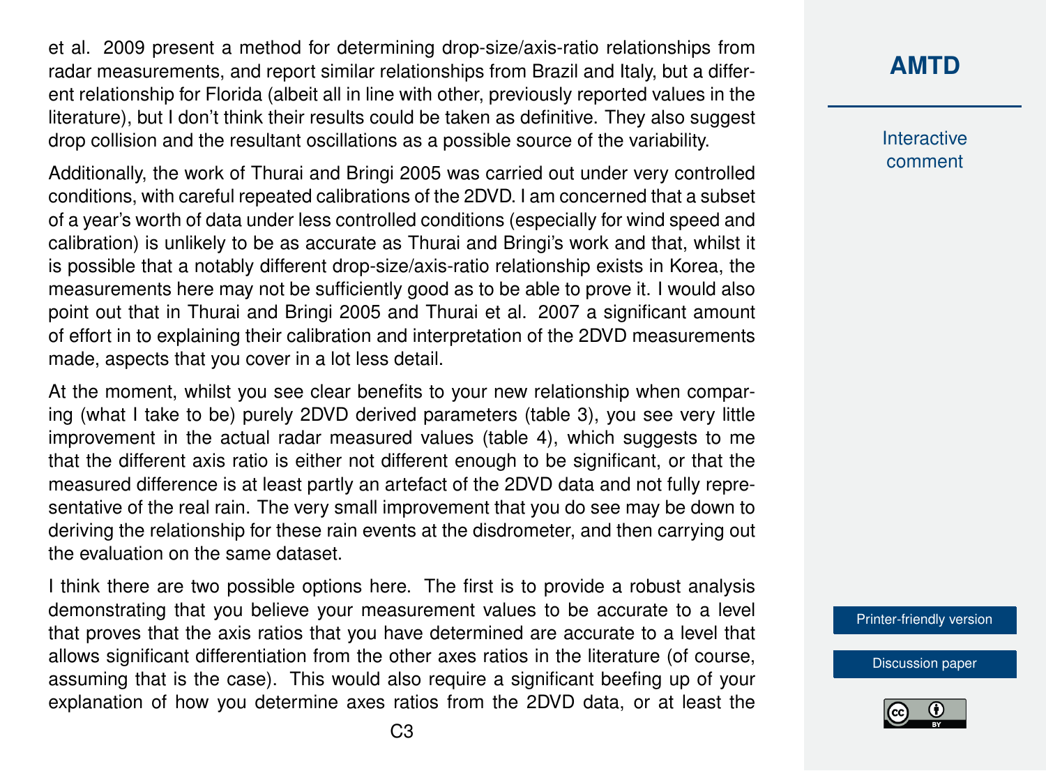et al. 2009 present a method for determining drop-size/axis-ratio relationships from radar measurements, and report similar relationships from Brazil and Italy, but a different relationship for Florida (albeit all in line with other, previously reported values in the literature), but I don't think their results could be taken as definitive. They also suggest drop collision and the resultant oscillations as a possible source of the variability.

Additionally, the work of Thurai and Bringi 2005 was carried out under very controlled conditions, with careful repeated calibrations of the 2DVD. I am concerned that a subset of a year's worth of data under less controlled conditions (especially for wind speed and calibration) is unlikely to be as accurate as Thurai and Bringi's work and that, whilst it is possible that a notably different drop-size/axis-ratio relationship exists in Korea, the measurements here may not be sufficiently good as to be able to prove it. I would also point out that in Thurai and Bringi 2005 and Thurai et al. 2007 a significant amount of effort in to explaining their calibration and interpretation of the 2DVD measurements made, aspects that you cover in a lot less detail.

At the moment, whilst you see clear benefits to your new relationship when comparing (what I take to be) purely 2DVD derived parameters (table 3), you see very little improvement in the actual radar measured values (table 4), which suggests to me that the different axis ratio is either not different enough to be significant, or that the measured difference is at least partly an artefact of the 2DVD data and not fully representative of the real rain. The very small improvement that you do see may be down to deriving the relationship for these rain events at the disdrometer, and then carrying out the evaluation on the same dataset.

I think there are two possible options here. The first is to provide a robust analysis demonstrating that you believe your measurement values to be accurate to a level that proves that the axis ratios that you have determined are accurate to a level that allows significant differentiation from the other axes ratios in the literature (of course, assuming that is the case). This would also require a significant beefing up of your explanation of how you determine axes ratios from the 2DVD data, or at least the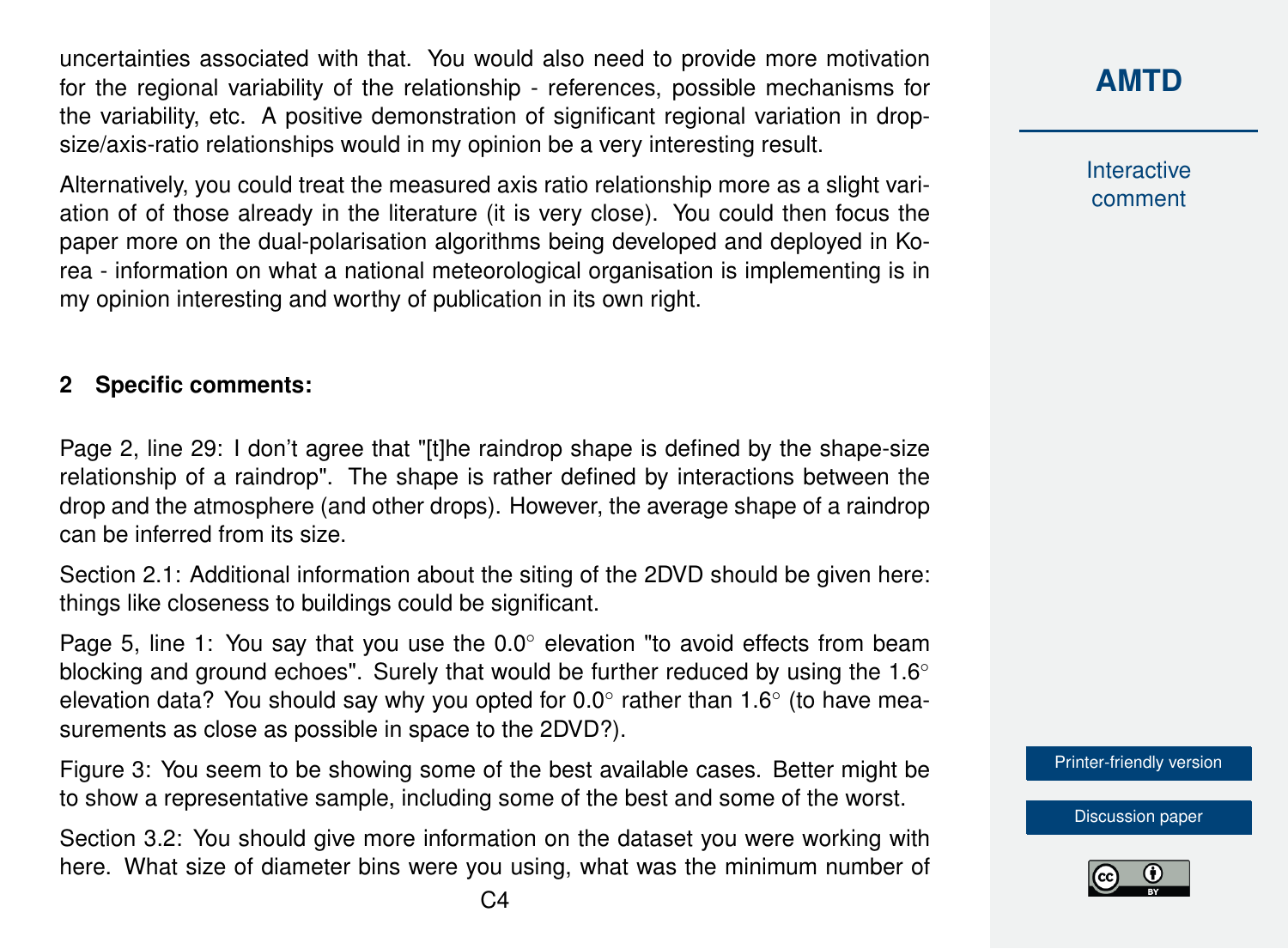uncertainties associated with that. You would also need to provide more motivation for the regional variability of the relationship - references, possible mechanisms for the variability, etc. A positive demonstration of significant regional variation in drop-size/axis-ratio relationships would in my opinion be a very interesting result.

Alternatively, you could treat the measured axis ratio relationship more as a slight variation of of those already in the literature (it is very close). You could then focus the paper more on the dual-polarisation algorithms being developed and deployed in Korea - information on what a national meteorological organisation is implementing is in my opinion interesting and worthy of publication in its own right.

## 2 Specific comments:

Page 2, line 29: I don't agree that "[t]he raindrop shape is defined by the shape-size relationship of a raindrop". The shape is rather defined by interactions between the drop and the atmosphere (and other drops). However, the average shape of a raindrop can be inferred from its size.

Section 2.1: Additional information about the siting of the 2DVD should be given here: things like closeness to buildings could be significant.

Page 5, line 1: You say that you use the 0.0° elevation "to avoid effects from beam blocking and ground echoes". Surely that would be further reduced by using the 1.6° elevation data? You should say why you opted for 0.0° rather than 1.6° (to have measurements as close as possible in space to the 2DVD?).

Figure 3: You seem to be showing some of the best available cases. Better might be to show a representative sample, including some of the best and some of the worst.

Section 3.2: You should give more information on the dataset you were working with here. What size of diameter bins were you using, what was the minimum number of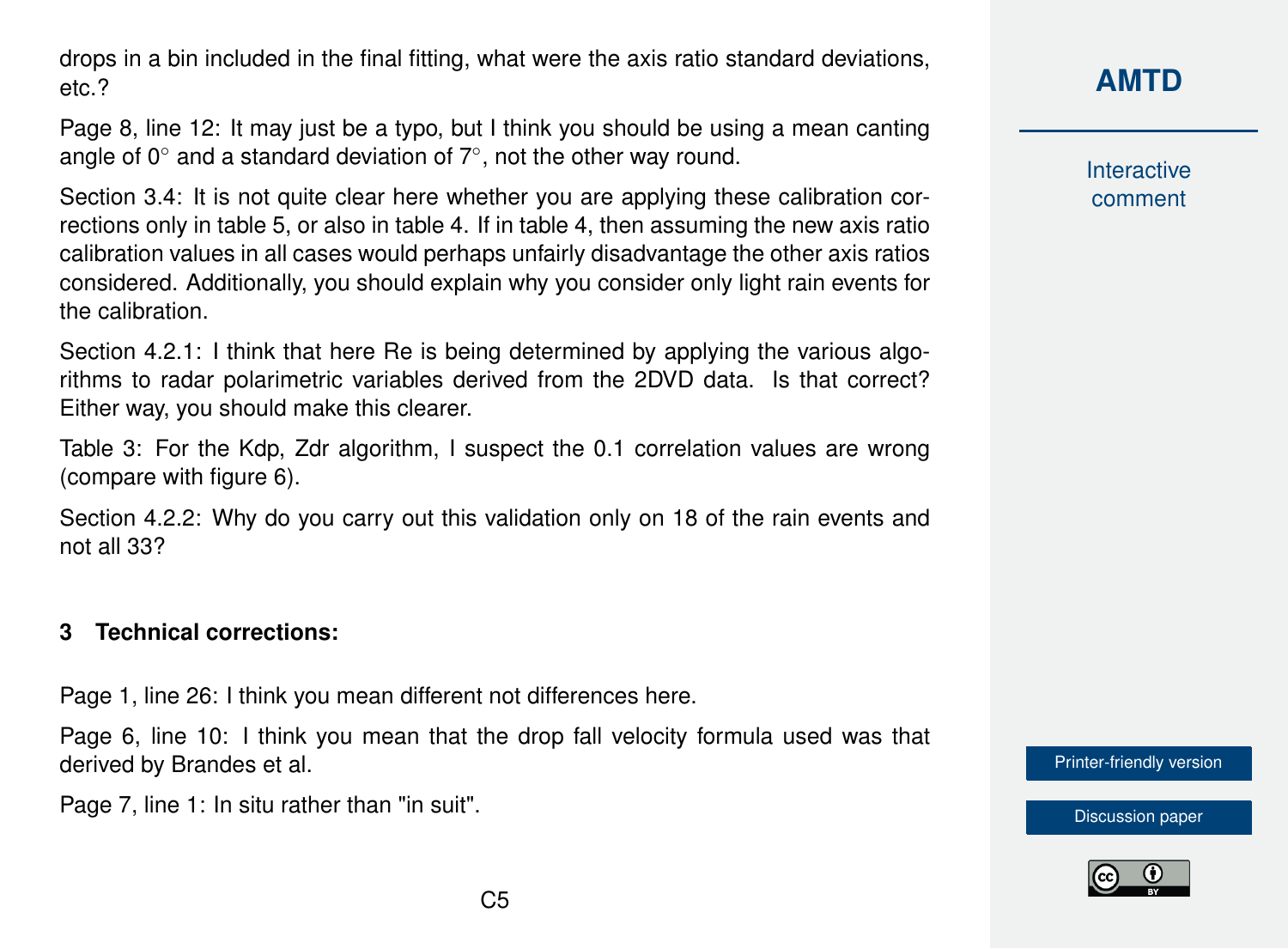drops in a bin included in the final fitting, what were the axis ratio standard deviations, etc.?

Page 8, line 12: It may just be a typo, but I think you should be using a mean canting angle of 0° and a standard deviation of 7°, not the other way round.

Section 3.4: It is not quite clear here whether you are applying these calibration corrections only in table 5, or also in table 4. If in table 4, then assuming the new axis ratio calibration values in all cases would perhaps unfairly disadvantage the other axis ratios considered. Additionally, you should explain why you consider only light rain events for the calibration.

Section 4.2.1: I think that here Re is being determined by applying the various algorithms to radar polarimetric variables derived from the 2DVD data. Is that correct? Either way, you should make this clearer.

Table 3: For the Kdp, Zdr algorithm, I suspect the 0.1 correlation values are wrong (compare with figure 6).

Section 4.2.2: Why do you carry out this validation only on 18 of the rain events and not all 33?

## 3 Technical corrections:

Page 1, line 26: I think you mean different not differences here.

Page 6, line 10: I think you mean that the drop fall velocity formula used was that derived by Brandes et al.

Page 7, line 1: In situ rather than "in suit".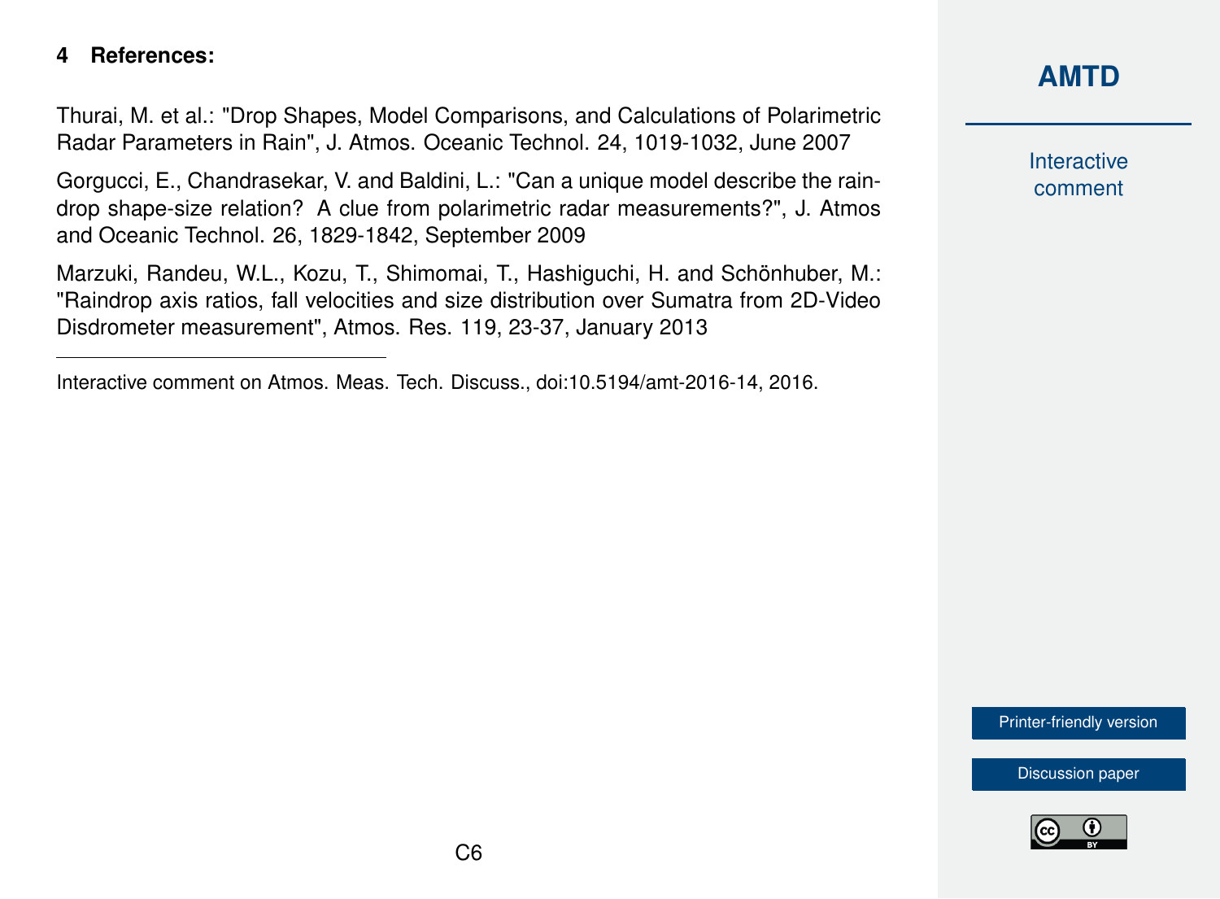## 4 References:

Thurai, M. et al.: "Drop Shapes, Model Comparisons, and Calculations of Polarimetric Radar Parameters in Rain", J. Atmos. Oceanic Technol. 24, 1019-1032, June 2007

Gorgucci, E., Chandrasekar, V. and Baldini, L.: "Can a unique model describe the raindrop shape-size relation? A clue from polarimetric radar measurements?", J. Atmos and Oceanic Technol. 26, 1829-1842, September 2009

Marzuki, Randeu, W.L., Kozu, T., Shimomai, T., Hashiguchi, H. and Schönhuber, M.: "Raindrop axis ratios, fall velocities and size distribution over Sumatra from 2D-Video Disdrometer measurement", Atmos. Res. 119, 23-37, January 2013

---

Interactive comment on Atmos. Meas. Tech. Discuss., doi:10.5194/amt-2016-14, 2016.